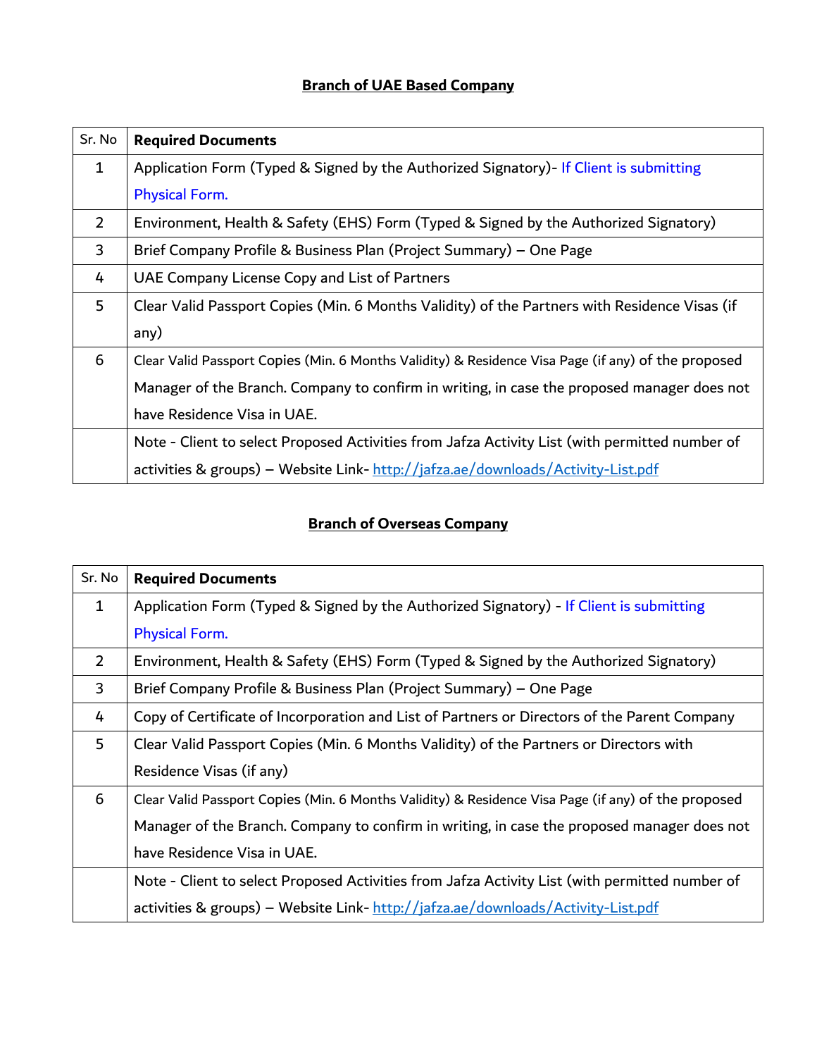## Branch of UAE Based Company

| Sr. No | Required Documents |
|---|---|
| 1 | Application Form (Typed & Signed by the Authorized Signatory)- If Client is submitting Physical Form. |
| 2 | Environment, Health & Safety (EHS) Form (Typed & Signed by the Authorized Signatory) |
| 3 | Brief Company Profile & Business Plan (Project Summary) – One Page |
| 4 | UAE Company License Copy and List of Partners |
| 5 | Clear Valid Passport Copies (Min. 6 Months Validity) of the Partners with Residence Visas (if any) |
| 6 | Clear Valid Passport Copies (Min. 6 Months Validity) & Residence Visa Page (if any) of the proposed Manager of the Branch. Company to confirm in writing, in case the proposed manager does not have Residence Visa in UAE. |
| | Note - Client to select Proposed Activities from Jafza Activity List (with permitted number of activities & groups) – Website Link- http://jafza.ae/downloads/Activity-List.pdf |

## Branch of Overseas Company

| Sr. No | Required Documents |
|---|---|
| 1 | Application Form (Typed & Signed by the Authorized Signatory) - If Client is submitting Physical Form. |
| 2 | Environment, Health & Safety (EHS) Form (Typed & Signed by the Authorized Signatory) |
| 3 | Brief Company Profile & Business Plan (Project Summary) – One Page |
| 4 | Copy of Certificate of Incorporation and List of Partners or Directors of the Parent Company |
| 5 | Clear Valid Passport Copies (Min. 6 Months Validity) of the Partners or Directors with Residence Visas (if any) |
| 6 | Clear Valid Passport Copies (Min. 6 Months Validity) & Residence Visa Page (if any) of the proposed Manager of the Branch. Company to confirm in writing, in case the proposed manager does not have Residence Visa in UAE. |
| | Note - Client to select Proposed Activities from Jafza Activity List (with permitted number of activities & groups) – Website Link- http://jafza.ae/downloads/Activity-List.pdf |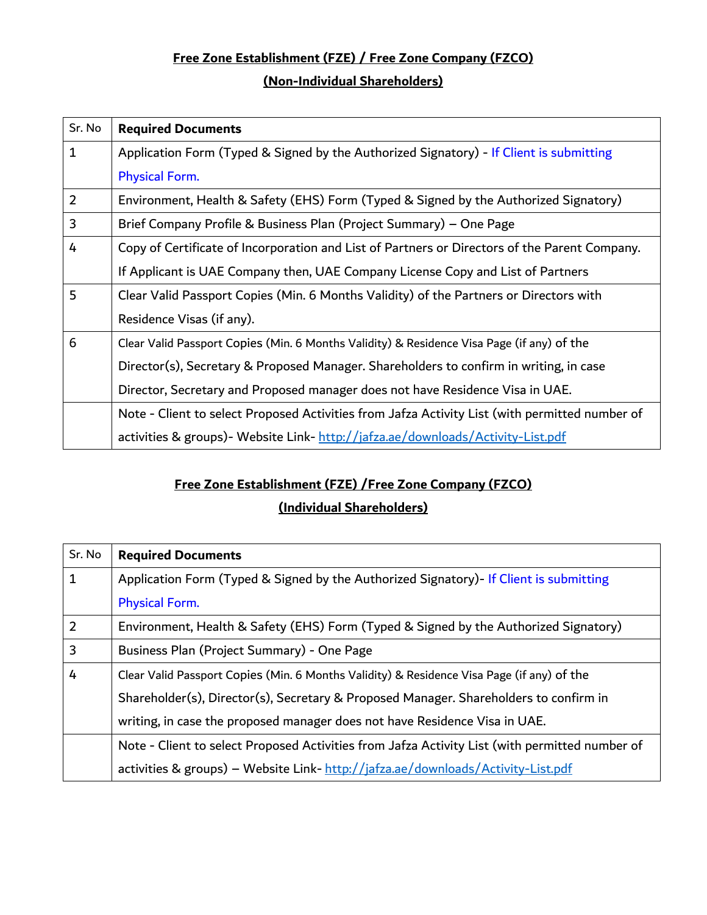## Free Zone Establishment (FZE) / Free Zone Company (FZCO)

## (Non-Individual Shareholders)

| Sr. No | Required Documents |
|---|---|
| 1 | Application Form (Typed & Signed by the Authorized Signatory) - If Client is submitting Physical Form. |
| 2 | Environment, Health & Safety (EHS) Form (Typed & Signed by the Authorized Signatory) |
| 3 | Brief Company Profile & Business Plan (Project Summary) – One Page |
| 4 | Copy of Certificate of Incorporation and List of Partners or Directors of the Parent Company. If Applicant is UAE Company then, UAE Company License Copy and List of Partners |
| 5 | Clear Valid Passport Copies (Min. 6 Months Validity) of the Partners or Directors with Residence Visas (if any). |
| 6 | Clear Valid Passport Copies (Min. 6 Months Validity) & Residence Visa Page (if any) of the Director(s), Secretary & Proposed Manager. Shareholders to confirm in writing, in case Director, Secretary and Proposed manager does not have Residence Visa in UAE. |
| | Note - Client to select Proposed Activities from Jafza Activity List (with permitted number of activities & groups)- Website Link- [http://jafza.ae/downloads/Activity-List.pdf](http://jafza.ae/downloads/Activity-List.pdf) |

## Free Zone Establishment (FZE) /Free Zone Company (FZCO)

## (Individual Shareholders)

| Sr. No | Required Documents |
|---|---|
| 1 | Application Form (Typed & Signed by the Authorized Signatory)- If Client is submitting Physical Form. |
| 2 | Environment, Health & Safety (EHS) Form (Typed & Signed by the Authorized Signatory) |
| 3 | Business Plan (Project Summary) - One Page |
| 4 | Clear Valid Passport Copies (Min. 6 Months Validity) & Residence Visa Page (if any) of the Shareholder(s), Director(s), Secretary & Proposed Manager. Shareholders to confirm in writing, in case the proposed manager does not have Residence Visa in UAE. |
| | Note - Client to select Proposed Activities from Jafza Activity List (with permitted number of activities & groups) – Website Link- [http://jafza.ae/downloads/Activity-List.pdf](http://jafza.ae/downloads/Activity-List.pdf) |